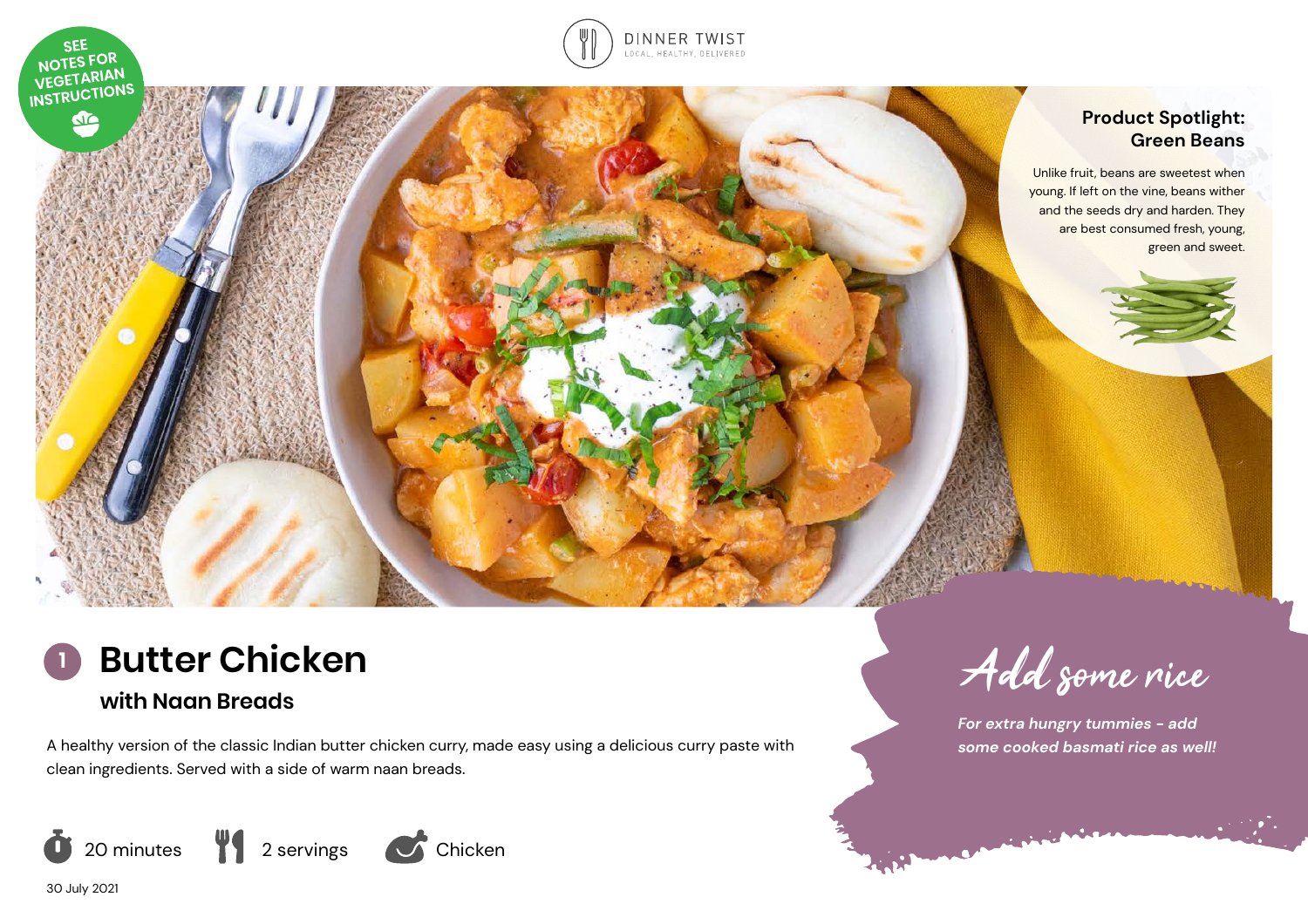SEE NOTES FOR VEGETARIAN INSTRUCTIONS

DINNER TWIST
LOCAL, HEALTHY, DELIVERED

### Product Spotlight: Green Beans

Unlike fruit, beans are sweetest when young. If left on the vine, beans wither and the seeds dry and harden. They are best consumed fresh, young, green and sweet.

# 1 Butter Chicken

## with Naan Breads

A healthy version of the classic Indian butter chicken curry, made easy using a delicious curry paste with clean ingredients. Served with a side of warm naan breads.

20 minutes | 2 servings | Chicken

30 July 2021

### Add some rice

*For extra hungry tummies - add some cooked basmati rice as well!*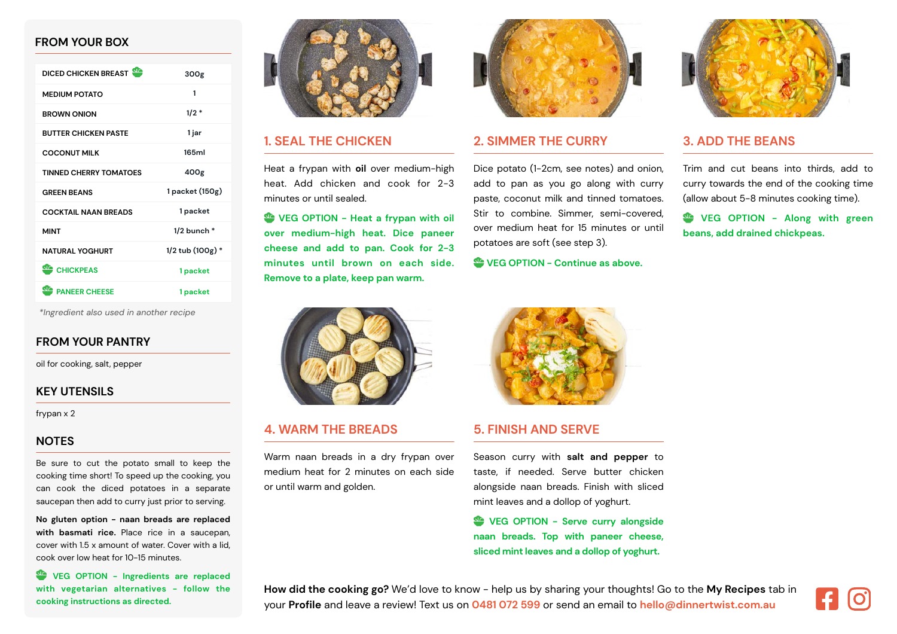## FROM YOUR BOX

| | |
|---|---|
| DICED CHICKEN BREAST | 300g |
| MEDIUM POTATO | 1 |
| BROWN ONION | 1/2 * |
| BUTTER CHICKEN PASTE | 1 jar |
| COCONUT MILK | 165ml |
| TINNED CHERRY TOMATOES | 400g |
| GREEN BEANS | 1 packet (150g) |
| COCKTAIL NAAN BREADS | 1 packet |
| MINT | 1/2 bunch * |
| NATURAL YOGHURT | 1/2 tub (100g) * |
| CHICKPEAS | 1 packet |
| PANEER CHEESE | 1 packet |

*Ingredient also used in another recipe

## FROM YOUR PANTRY

oil for cooking, salt, pepper

## KEY UTENSILS

frypan x 2

## NOTES

Be sure to cut the potato small to keep the cooking time short! To speed up the cooking, you can cook the diced potatoes in a separate saucepan then add to curry just prior to serving.

**No gluten option - naan breads are replaced with basmati rice.** Place rice in a saucepan, cover with 1.5 x amount of water. Cover with a lid, cook over low heat for 10-15 minutes.

**VEG OPTION - Ingredients are replaced with vegetarian alternatives - follow the cooking instructions as directed.**

## 1. SEAL THE CHICKEN

Heat a frypan with **oil** over medium-high heat. Add chicken and cook for 2-3 minutes or until sealed.

**VEG OPTION - Heat a frypan with oil over medium-high heat. Dice paneer cheese and add to pan. Cook for 2-3 minutes until brown on each side. Remove to a plate, keep pan warm.**

## 2. SIMMER THE CURRY

Dice potato (1-2cm, see notes) and onion, add to pan as you go along with curry paste, coconut milk and tinned tomatoes. Stir to combine. Simmer, semi-covered, over medium heat for 15 minutes or until potatoes are soft (see step 3).

**VEG OPTION - Continue as above.**

## 3. ADD THE BEANS

Trim and cut beans into thirds, add to curry towards the end of the cooking time (allow about 5-8 minutes cooking time).

**VEG OPTION - Along with green beans, add drained chickpeas.**

## 4. WARM THE BREADS

Warm naan breads in a dry frypan over medium heat for 2 minutes on each side or until warm and golden.

## 5. FINISH AND SERVE

Season curry with **salt and pepper** to taste, if needed. Serve butter chicken alongside naan breads. Finish with sliced mint leaves and a dollop of yoghurt.

**VEG OPTION - Serve curry alongside naan breads. Top with paneer cheese, sliced mint leaves and a dollop of yoghurt.**

**How did the cooking go?** We'd love to know - help us by sharing your thoughts! Go to the **My Recipes** tab in your **Profile** and leave a review! Text us on 0481 072 599 or send an email to hello@dinnertwist.com.au